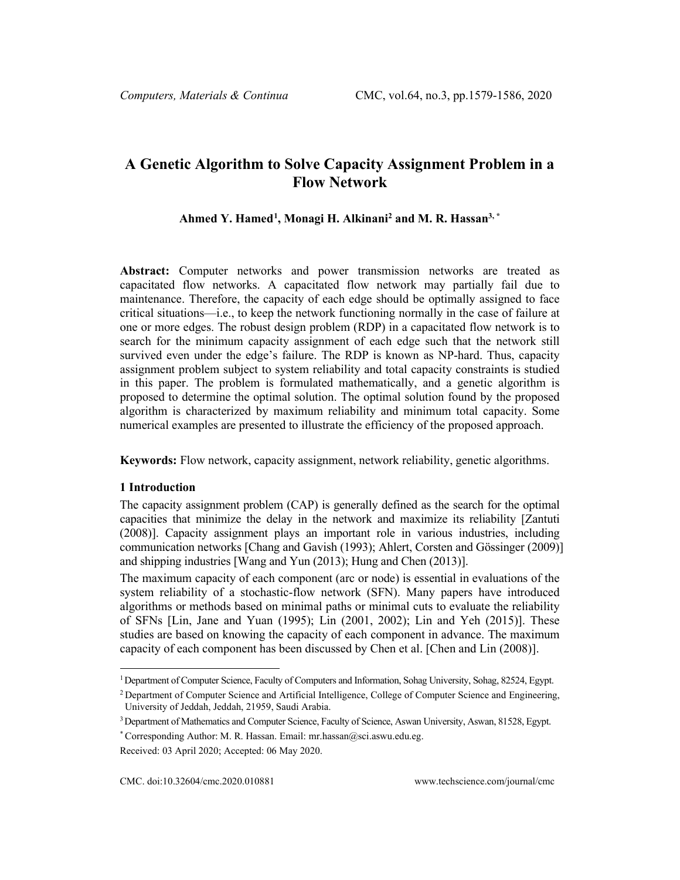# A Genetic Algorithm to Solve Capacity Assignment Problem in a Flow Network

**Ahmed Y. Hamed[1], Monagi H. Alkinani[2] and M. R. Hassan[3,*]**

**Abstract:** Computer networks and power transmission networks are treated as capacitated flow networks. A capacitated flow network may partially fail due to maintenance. Therefore, the capacity of each edge should be optimally assigned to face critical situations—i.e., to keep the network functioning normally in the case of failure at one or more edges. The robust design problem (RDP) in a capacitated flow network is to search for the minimum capacity assignment of each edge such that the network still survived even under the edge's failure. The RDP is known as NP-hard. Thus, capacity assignment problem subject to system reliability and total capacity constraints is studied in this paper. The problem is formulated mathematically, and a genetic algorithm is proposed to determine the optimal solution. The optimal solution found by the proposed algorithm is characterized by maximum reliability and minimum total capacity. Some numerical examples are presented to illustrate the efficiency of the proposed approach.

**Keywords:** Flow network, capacity assignment, network reliability, genetic algorithms.

## 1 Introduction

The capacity assignment problem (CAP) is generally defined as the search for the optimal capacities that minimize the delay in the network and maximize its reliability [Zantuti (2008)]. Capacity assignment plays an important role in various industries, including communication networks [Chang and Gavish (1993); Ahlert, Corsten and Gössinger (2009)] and shipping industries [Wang and Yun (2013); Hung and Chen (2013)].

The maximum capacity of each component (arc or node) is essential in evaluations of the system reliability of a stochastic-flow network (SFN). Many papers have introduced algorithms or methods based on minimal paths or minimal cuts to evaluate the reliability of SFNs [Lin, Jane and Yuan (1995); Lin (2001, 2002); Lin and Yeh (2015)]. These studies are based on knowing the capacity of each component in advance. The maximum capacity of each component has been discussed by Chen et al. [Chen and Lin (2008)].

---

[1] Department of Computer Science, Faculty of Computers and Information, Sohag University, Sohag, 82524, Egypt.

[2] Department of Computer Science and Artificial Intelligence, College of Computer Science and Engineering, University of Jeddah, Jeddah, 21959, Saudi Arabia.

[3] Department of Mathematics and Computer Science, Faculty of Science, Aswan University, Aswan, 81528, Egypt.

[*] Corresponding Author: M. R. Hassan. Email: mr.hassan@sci.aswu.edu.eg.

Received: 03 April 2020; Accepted: 06 May 2020.

CMC. doi:10.32604/cmc.2020.010881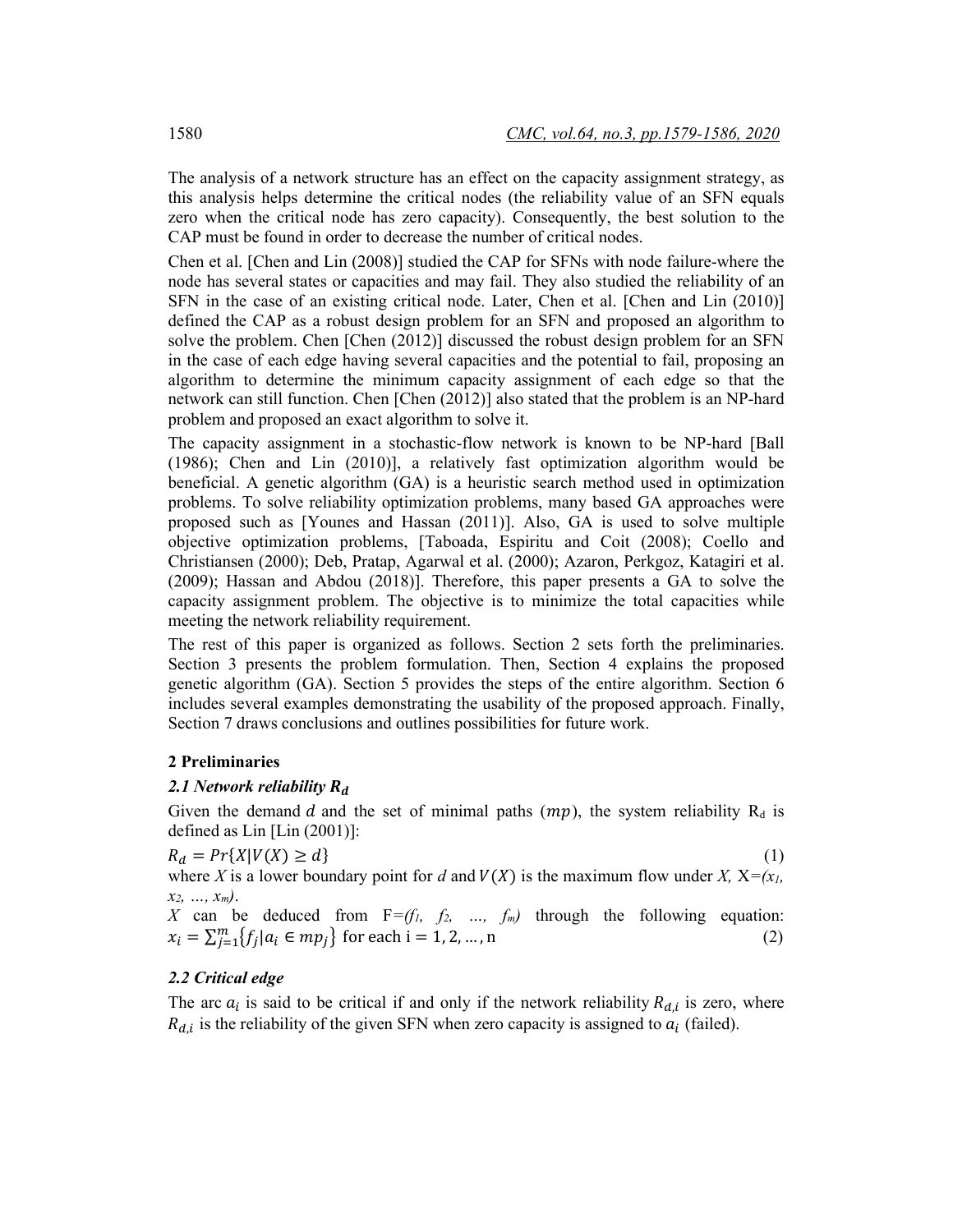The analysis of a network structure has an effect on the capacity assignment strategy, as this analysis helps determine the critical nodes (the reliability value of an SFN equals zero when the critical node has zero capacity). Consequently, the best solution to the CAP must be found in order to decrease the number of critical nodes.

Chen et al. [Chen and Lin (2008)] studied the CAP for SFNs with node failure-where the node has several states or capacities and may fail. They also studied the reliability of an SFN in the case of an existing critical node. Later, Chen et al. [Chen and Lin (2010)] defined the CAP as a robust design problem for an SFN and proposed an algorithm to solve the problem. Chen [Chen (2012)] discussed the robust design problem for an SFN in the case of each edge having several capacities and the potential to fail, proposing an algorithm to determine the minimum capacity assignment of each edge so that the network can still function. Chen [Chen (2012)] also stated that the problem is an NP-hard problem and proposed an exact algorithm to solve it.

The capacity assignment in a stochastic-flow network is known to be NP-hard [Ball (1986); Chen and Lin (2010)], a relatively fast optimization algorithm would be beneficial. A genetic algorithm (GA) is a heuristic search method used in optimization problems. To solve reliability optimization problems, many based GA approaches were proposed such as [Younes and Hassan (2011)]. Also, GA is used to solve multiple objective optimization problems, [Taboada, Espiritu and Coit (2008); Coello and Christiansen (2000); Deb, Pratap, Agarwal et al. (2000); Azaron, Perkgoz, Katagiri et al. (2009); Hassan and Abdou (2018)]. Therefore, this paper presents a GA to solve the capacity assignment problem. The objective is to minimize the total capacities while meeting the network reliability requirement.

The rest of this paper is organized as follows. Section 2 sets forth the preliminaries. Section 3 presents the problem formulation. Then, Section 4 explains the proposed genetic algorithm (GA). Section 5 provides the steps of the entire algorithm. Section 6 includes several examples demonstrating the usability of the proposed approach. Finally, Section 7 draws conclusions and outlines possibilities for future work.

## 2 Preliminaries

### *2.1 Network reliability $R_d$*

Given the demand $d$ and the set of minimal paths ($mp$), the system reliability $R_d$ is defined as Lin [Lin (2001)]:

$$R_d = Pr\{X | V(X) \geq d\} \tag{1}$$

where $X$ is a lower boundary point for $d$ and $V(X)$ is the maximum flow under $X$, $X=(x_1, x_2, \dots, x_m)$.

$X$ can be deduced from $F=(f_1, f_2, \dots, f_m)$ through the following equation:

$$x_i = \sum_{j=1}^{m} \{f_j | a_i \in mp_j\} \text{ for each } i = 1, 2, \dots, n \tag{2}$$

### *2.2 Critical edge*

The arc $a_i$ is said to be critical if and only if the network reliability $R_{d,i}$ is zero, where $R_{d,i}$ is the reliability of the given SFN when zero capacity is assigned to $a_i$ (failed).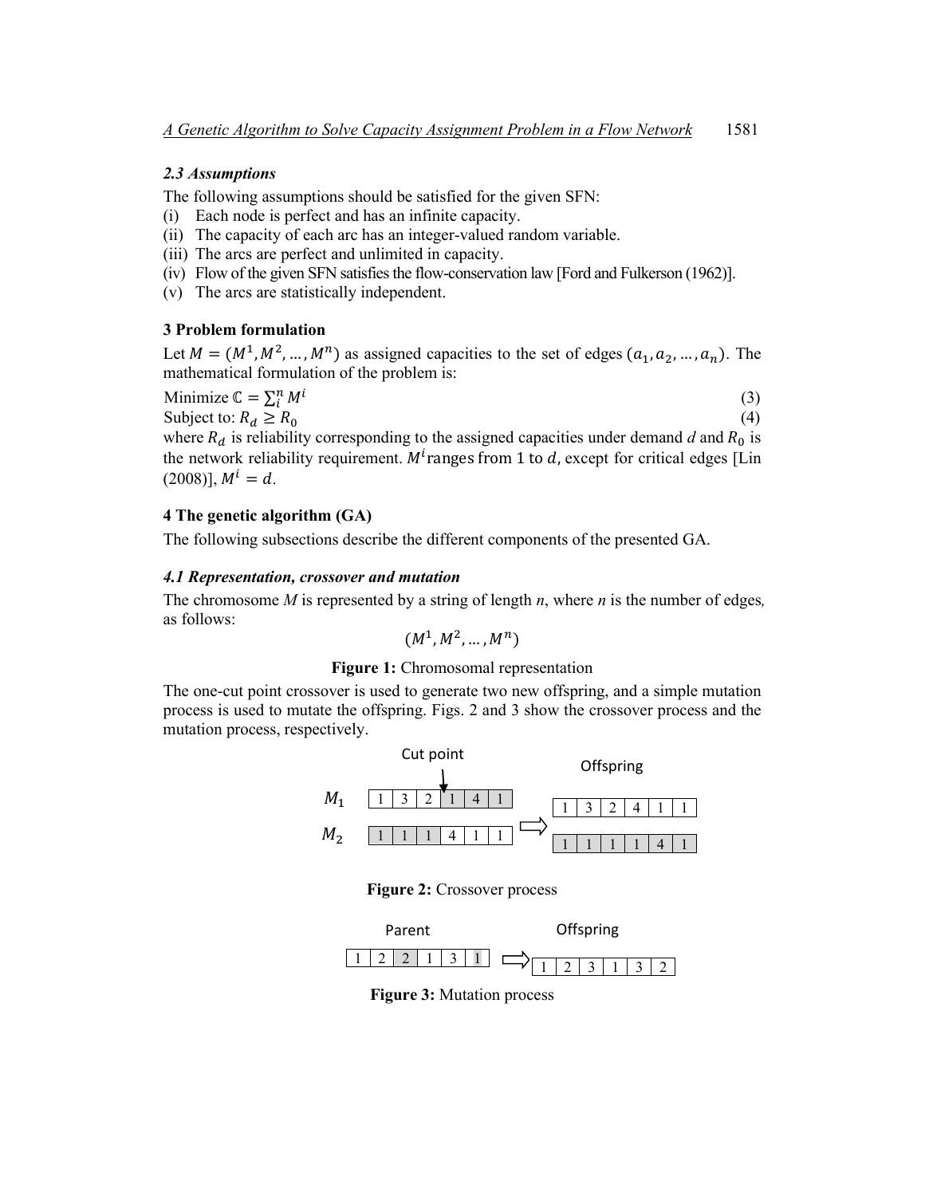### 2.3 Assumptions

The following assumptions should be satisfied for the given SFN:

(i) Each node is perfect and has an infinite capacity.
(ii) The capacity of each arc has an integer-valued random variable.
(iii) The arcs are perfect and unlimited in capacity.
(iv) Flow of the given SFN satisfies the flow-conservation law [Ford and Fulkerson (1962)].
(v) The arcs are statistically independent.

## 3 Problem formulation

Let $M = (M^1, M^2, \ldots, M^n)$ as assigned capacities to the set of edges $(a_1, a_2, \ldots, a_n)$. The mathematical formulation of the problem is:

Minimize $\mathbb{C} = \sum_i^n M^i$ (3)

Subject to: $R_d \geq R_0$ (4)

where $R_d$ is reliability corresponding to the assigned capacities under demand $d$ and $R_0$ is the network reliability requirement. $M^i$ ranges from 1 to $d$, except for critical edges [Lin (2008)], $M^i = d$.

## 4 The genetic algorithm (GA)

The following subsections describe the different components of the presented GA.

### 4.1 Representation, crossover and mutation

The chromosome $M$ is represented by a string of length $n$, where $n$ is the number of edges, as follows:

$$(M^1, M^2, \ldots, M^n)$$

**Figure 1:** Chromosomal representation

The one-cut point crossover is used to generate two new offspring, and a simple mutation process is used to mutate the offspring. Figs. 2 and 3 show the crossover process and the mutation process, respectively.

| | Cut point (after position 3) | | Offspring |
|---|---|---|---|
| $M_1$ | 1 3 2 \| 1 4 1 | ⇒ | 1 3 2 4 1 1 |
| $M_2$ | 1 1 1 \| 4 1 1 | ⇒ | 1 1 1 1 4 1 |

**Figure 2:** Crossover process

| Parent | | Offspring |
|---|---|---|
| 1 2 2 1 3 1 | ⇒ | 1 2 3 1 3 2 |

**Figure 3:** Mutation process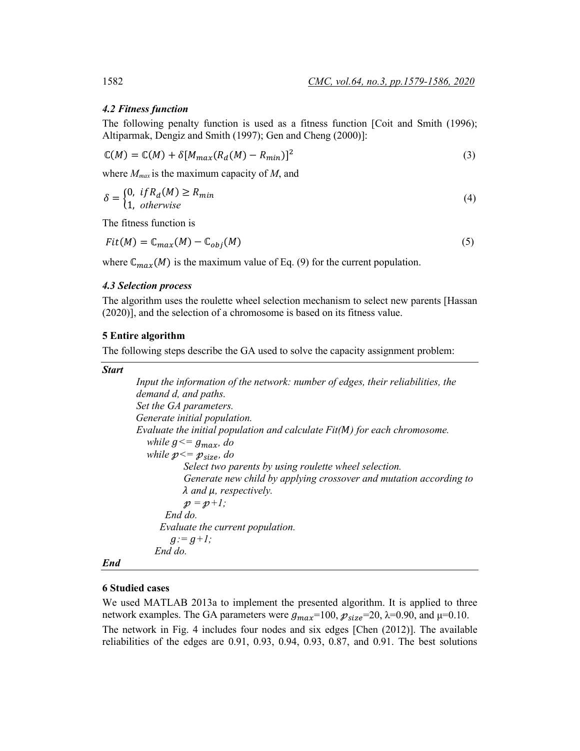### 4.2 Fitness function

The following penalty function is used as a fitness function [Coit and Smith (1996); Altiparmak, Dengiz and Smith (1997); Gen and Cheng (2000)]:

$$\mathbb{C}(M) = \mathbb{C}(M) + \delta[M_{max}(R_d(M) - R_{min})]^2 \tag{3}$$

where $M_{max}$ is the maximum capacity of $M$, and

$$\delta = \begin{cases} 0, & if\, R_d(M) \geq R_{min} \\ 1, & otherwise \end{cases} \tag{4}$$

The fitness function is

$$Fit(M) = \mathbb{C}_{max}(M) - \mathbb{C}_{obj}(M) \tag{5}$$

where $\mathbb{C}_{max}(M)$ is the maximum value of Eq. (9) for the current population.

### 4.3 Selection process

The algorithm uses the roulette wheel selection mechanism to select new parents [Hassan (2020)], and the selection of a chromosome is based on its fitness value.

## 5 Entire algorithm

The following steps describe the GA used to solve the capacity assignment problem:

---

***Start***

*Input the information of the network: number of edges, their reliabilities, the demand d, and paths.*
*Set the GA parameters.*
*Generate initial population.*
*Evaluate the initial population and calculate Fit(M) for each chromosome.*
  *while $g <= g_{max}$, do*
  *while $p <= p_{size}$, do*
    *Select two parents by using roulette wheel selection.*
    *Generate new child by applying crossover and mutation according to $\lambda$ and $\mu$, respectively.*
    *$p = p+1$;*
  *End do.*
  *Evaluate the current population.*
  *$g := g+1$;*
  *End do.*

***End***

---

## 6 Studied cases

We used MATLAB 2013a to implement the presented algorithm. It is applied to three network examples. The GA parameters were $g_{max}$=100, $p_{size}$=20, λ=0.90, and μ=0.10.

The network in Fig. 4 includes four nodes and six edges [Chen (2012)]. The available reliabilities of the edges are 0.91, 0.93, 0.94, 0.93, 0.87, and 0.91. The best solutions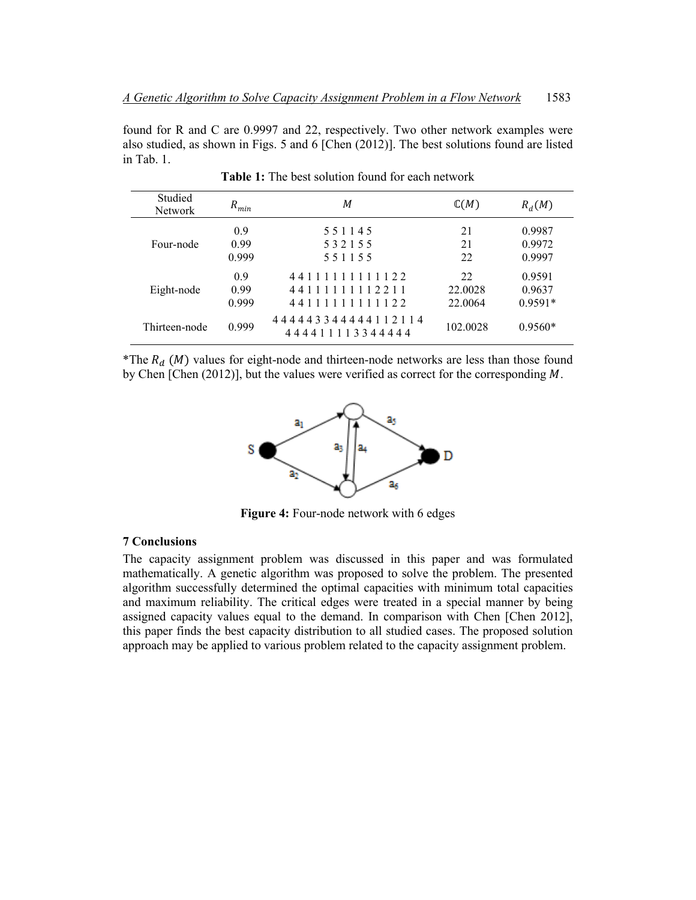found for R and C are 0.9997 and 22, respectively. Two other network examples were also studied, as shown in Figs. 5 and 6 [Chen (2012)]. The best solutions found are listed in Tab. 1.

**Table 1:** The best solution found for each network

| Studied Network | $R_{min}$ | $M$ | $\mathbb{C}(M)$ | $R_d(M)$ |
|---|---|---|---|---|
| Four-node | 0.9 | 5 5 1 1 4 5 | 21 | 0.9987 |
| | 0.99 | 5 3 2 1 5 5 | 21 | 0.9972 |
| | 0.999 | 5 5 1 1 5 5 | 22 | 0.9997 |
| Eight-node | 0.9 | 4 4 1 1 1 1 1 1 1 1 1 1 1 2 2 | 22 | 0.9591 |
| | 0.99 | 4 4 1 1 1 1 1 1 1 1 1 2 2 1 1 | 22.0028 | 0.9637 |
| | 0.999 | 4 4 1 1 1 1 1 1 1 1 1 1 1 2 2 | 22.0064 | 0.9591* |
| Thirteen-node | 0.999 | 4 4 4 4 4 3 3 4 4 4 4 4 1 1 2 1 1 4 4 4 4 4 1 1 1 1 3 3 4 4 4 4 4 | 102.0028 | 0.9560* |

*The $R_d$ $(M)$ values for eight-node and thirteen-node networks are less than those found by Chen [Chen (2012)], but the values were verified as correct for the corresponding $M$.

**Figure 4:** Four-node network with 6 edges

## 7 Conclusions

The capacity assignment problem was discussed in this paper and was formulated mathematically. A genetic algorithm was proposed to solve the problem. The presented algorithm successfully determined the optimal capacities with minimum total capacities and maximum reliability. The critical edges were treated in a special manner by being assigned capacity values equal to the demand. In comparison with Chen [Chen 2012], this paper finds the best capacity distribution to all studied cases. The proposed solution approach may be applied to various problem related to the capacity assignment problem.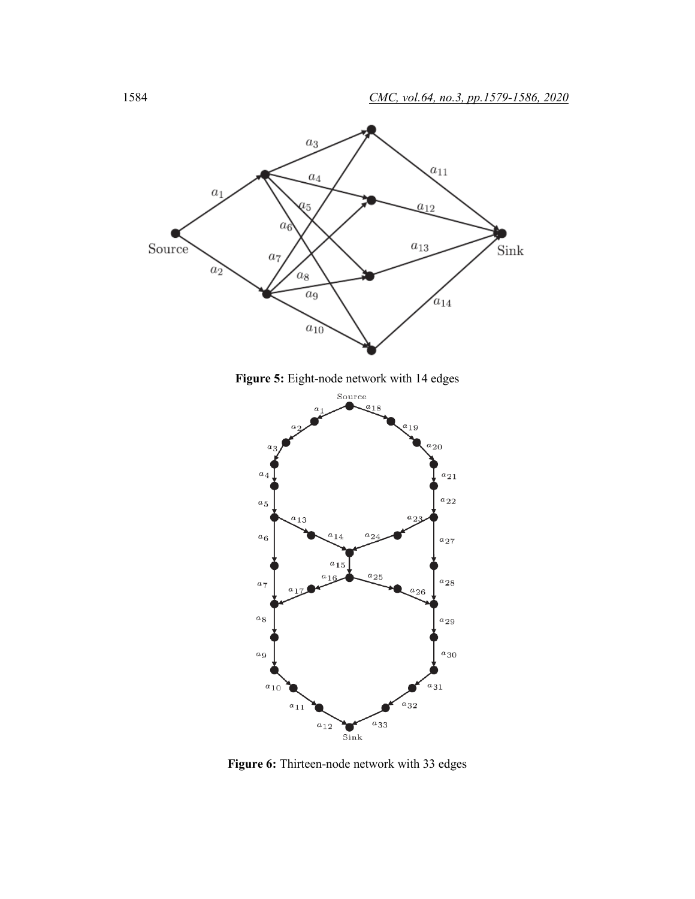**Figure 5:** Eight-node network with 14 edges

**Figure 6:** Thirteen-node network with 33 edges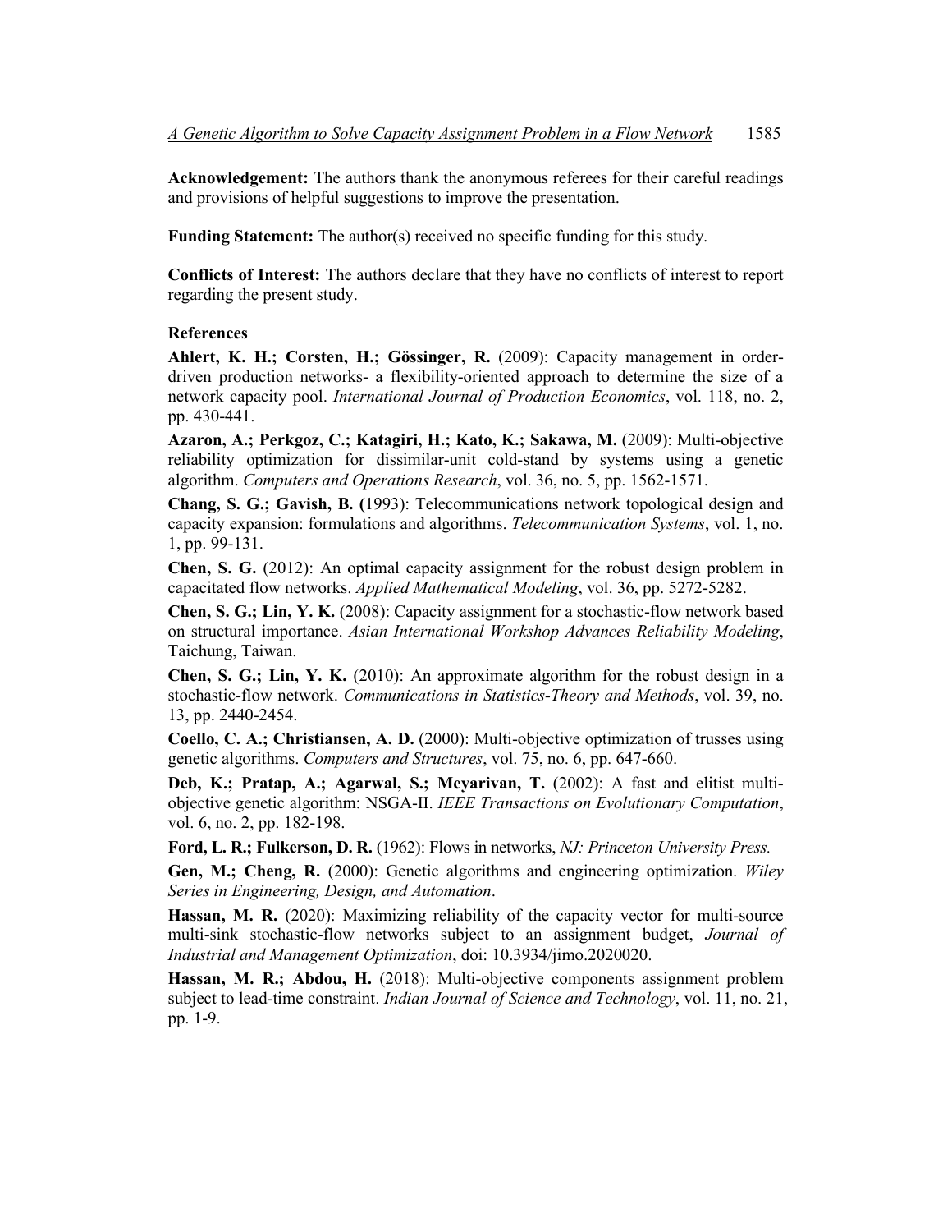**Acknowledgement:** The authors thank the anonymous referees for their careful readings and provisions of helpful suggestions to improve the presentation.

**Funding Statement:** The author(s) received no specific funding for this study.

**Conflicts of Interest:** The authors declare that they have no conflicts of interest to report regarding the present study.

## References

**Ahlert, K. H.; Corsten, H.; Gössinger, R.** (2009): Capacity management in order-driven production networks- a flexibility-oriented approach to determine the size of a network capacity pool. *International Journal of Production Economics*, vol. 118, no. 2, pp. 430-441.

**Azaron, A.; Perkgoz, C.; Katagiri, H.; Kato, K.; Sakawa, M.** (2009): Multi-objective reliability optimization for dissimilar-unit cold-stand by systems using a genetic algorithm. *Computers and Operations Research*, vol. 36, no. 5, pp. 1562-1571.

**Chang, S. G.; Gavish, B. (**1993): Telecommunications network topological design and capacity expansion: formulations and algorithms. *Telecommunication Systems*, vol. 1, no. 1, pp. 99-131.

**Chen, S. G.** (2012): An optimal capacity assignment for the robust design problem in capacitated flow networks. *Applied Mathematical Modeling*, vol. 36, pp. 5272-5282.

**Chen, S. G.; Lin, Y. K.** (2008): Capacity assignment for a stochastic-flow network based on structural importance. *Asian International Workshop Advances Reliability Modeling*, Taichung, Taiwan.

**Chen, S. G.; Lin, Y. K.** (2010): An approximate algorithm for the robust design in a stochastic-flow network. *Communications in Statistics-Theory and Methods*, vol. 39, no. 13, pp. 2440-2454.

**Coello, C. A.; Christiansen, A. D.** (2000): Multi-objective optimization of trusses using genetic algorithms. *Computers and Structures*, vol. 75, no. 6, pp. 647-660.

**Deb, K.; Pratap, A.; Agarwal, S.; Meyarivan, T.** (2002): A fast and elitist multi-objective genetic algorithm: NSGA-II. *IEEE Transactions on Evolutionary Computation*, vol. 6, no. 2, pp. 182-198.

**Ford, L. R.; Fulkerson, D. R.** (1962): Flows in networks, *NJ: Princeton University Press.*

**Gen, M.; Cheng, R.** (2000): Genetic algorithms and engineering optimization. *Wiley Series in Engineering, Design, and Automation*.

**Hassan, M. R.** (2020): Maximizing reliability of the capacity vector for multi-source multi-sink stochastic-flow networks subject to an assignment budget, *Journal of Industrial and Management Optimization*, doi: 10.3934/jimo.2020020.

**Hassan, M. R.; Abdou, H.** (2018): Multi-objective components assignment problem subject to lead-time constraint. *Indian Journal of Science and Technology*, vol. 11, no. 21, pp. 1-9.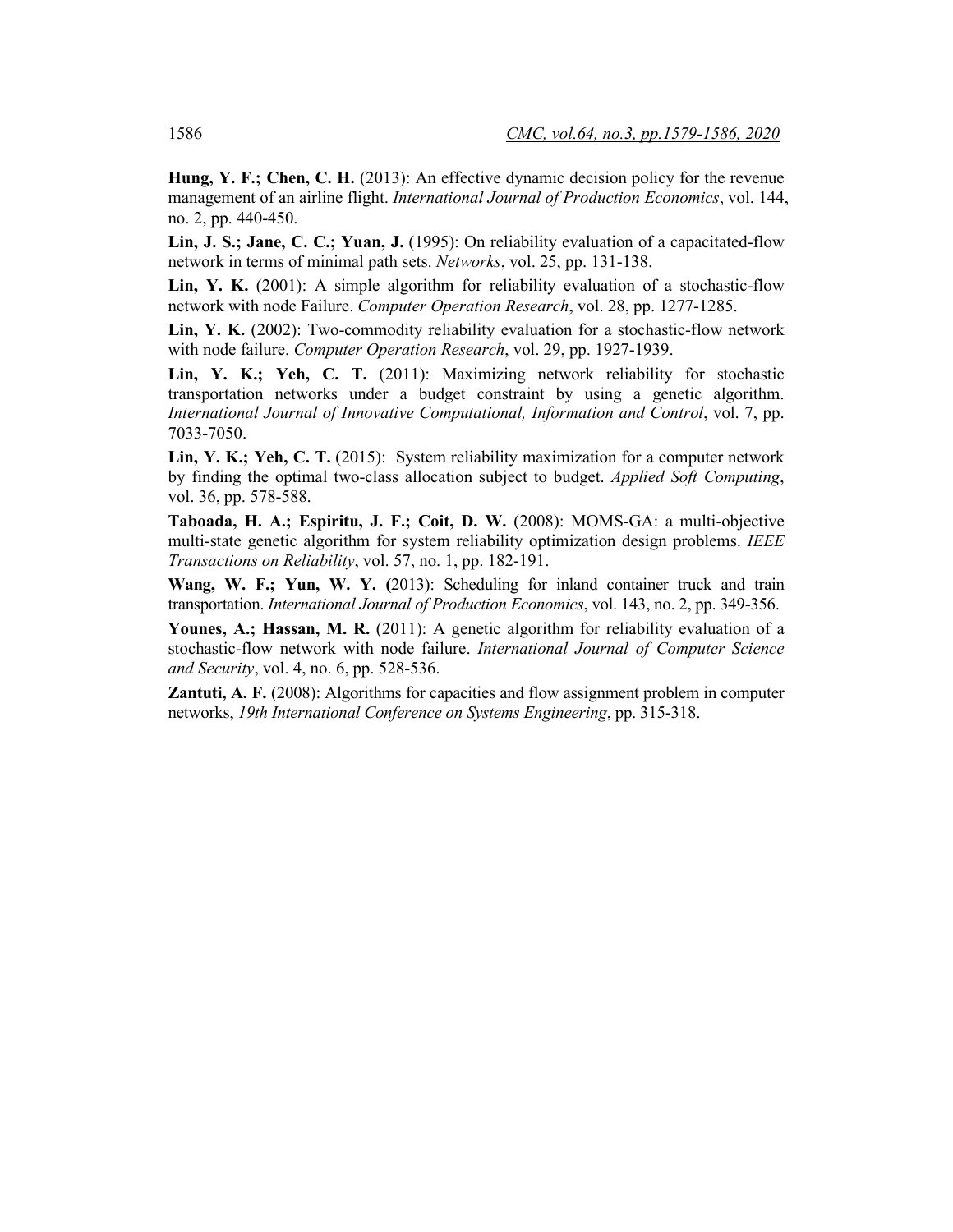**Hung, Y. F.; Chen, C. H.** (2013): An effective dynamic decision policy for the revenue management of an airline flight. *International Journal of Production Economics*, vol. 144, no. 2, pp. 440-450.

**Lin, J. S.; Jane, C. C.; Yuan, J.** (1995): On reliability evaluation of a capacitated-flow network in terms of minimal path sets. *Networks*, vol. 25, pp. 131-138.

**Lin, Y. K.** (2001): A simple algorithm for reliability evaluation of a stochastic-flow network with node Failure. *Computer Operation Research*, vol. 28, pp. 1277-1285.

**Lin, Y. K.** (2002): Two-commodity reliability evaluation for a stochastic-flow network with node failure. *Computer Operation Research*, vol. 29, pp. 1927-1939.

**Lin, Y. K.; Yeh, C. T.** (2011): Maximizing network reliability for stochastic transportation networks under a budget constraint by using a genetic algorithm. *International Journal of Innovative Computational, Information and Control*, vol. 7, pp. 7033-7050.

**Lin, Y. K.; Yeh, C. T.** (2015): System reliability maximization for a computer network by finding the optimal two-class allocation subject to budget. *Applied Soft Computing*, vol. 36, pp. 578-588.

**Taboada, H. A.; Espiritu, J. F.; Coit, D. W.** (2008): MOMS-GA: a multi-objective multi-state genetic algorithm for system reliability optimization design problems. *IEEE Transactions on Reliability*, vol. 57, no. 1, pp. 182-191.

**Wang, W. F.; Yun, W. Y. (**2013): Scheduling for inland container truck and train transportation. *International Journal of Production Economics*, vol. 143, no. 2, pp. 349-356.

**Younes, A.; Hassan, M. R.** (2011): A genetic algorithm for reliability evaluation of a stochastic-flow network with node failure. *International Journal of Computer Science and Security*, vol. 4, no. 6, pp. 528-536.

**Zantuti, A. F.** (2008): Algorithms for capacities and flow assignment problem in computer networks, *19th International Conference on Systems Engineering*, pp. 315-318.